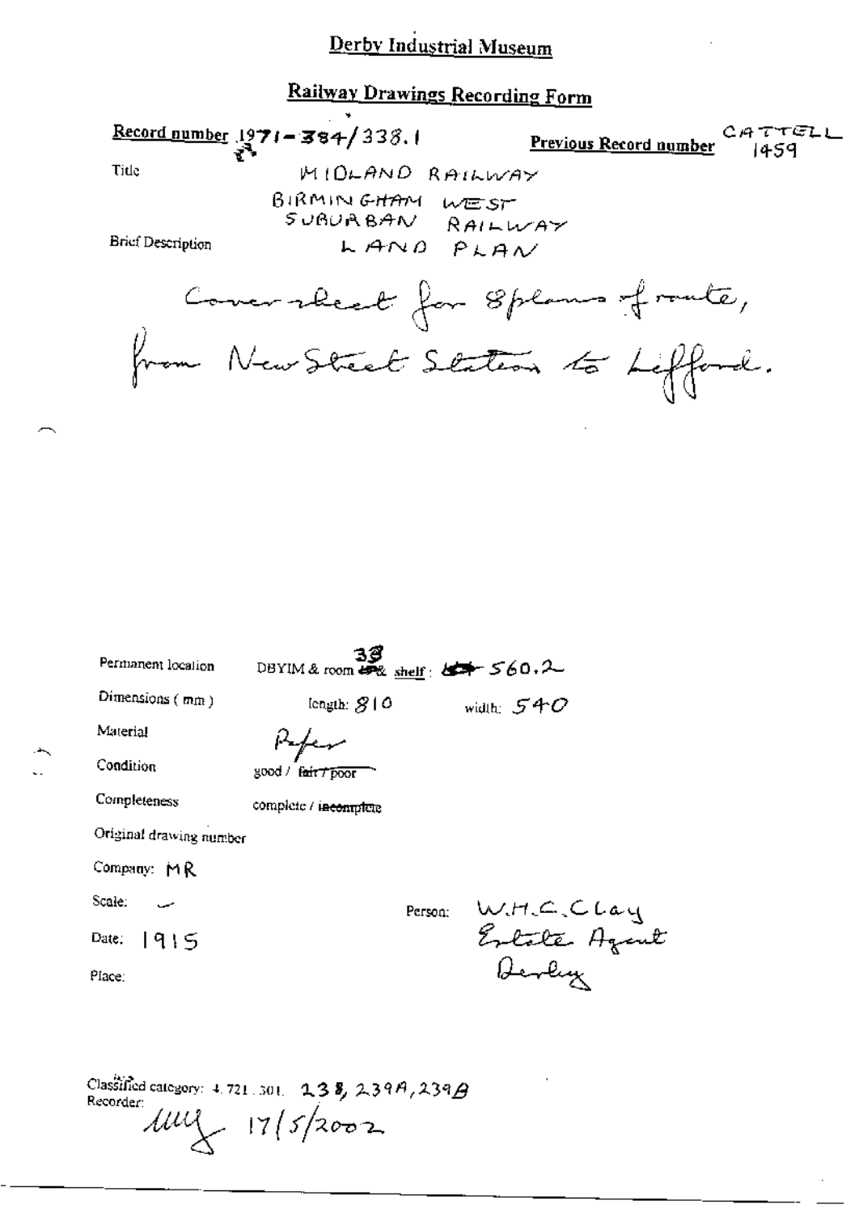# Derby Industrial Museum

## Railway Drawings Recording Form

**Record number** 1971-384/338.1

**Previous Record number** CATTELL 1459

Title

MIDLAND RAILWAY

BIRMINGHAM WEST SUBURBAN RAILWAY

Brief Description

LAND PLAN

Cover sheet for 8 plans of route, from New Street Station to Lifford.

Permanent location DBYIM & room 38 shelf: 560.2

Dimensions (mm) length: 810 width: 540

Material Paper

Condition good / ~~fair / poor~~

Completeness complete / ~~incomplete~~

Original drawing number

Company: MR

Scale: –

Date: 1915

Place:

Person: W.H.C. Clay Estate Agent Derby

Classified category: 4.721.301. 238, 239A, 239B

Recorder: [initials] 17/5/2002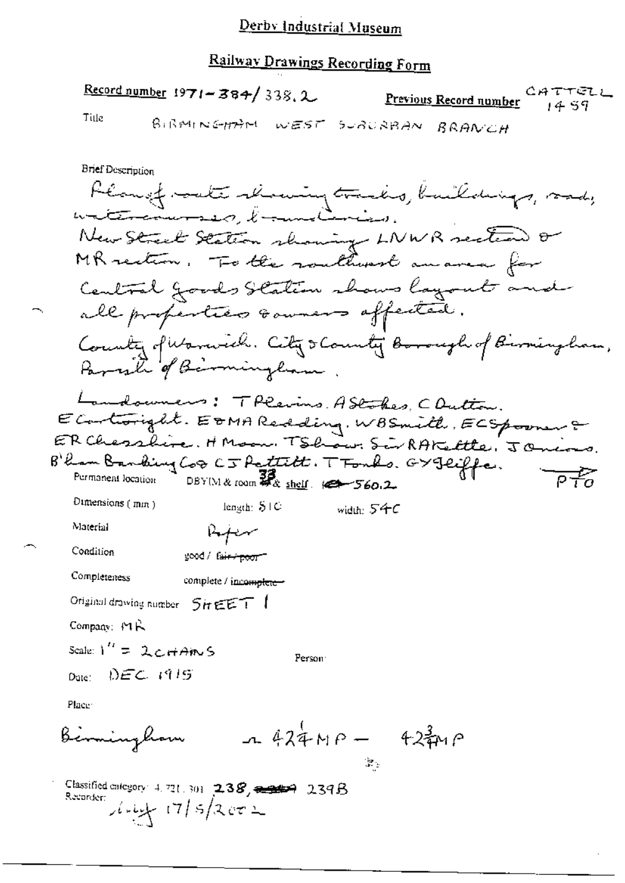Derby Industrial Museum

## Railway Drawings Recording Form

**Record number** 1971-384/338.2 **Previous Record number** CATTELL 1459

Title BIRMINGHAM WEST SUBURBAN BRANCH

Brief Description

Plan of route showing tracks, buildings, roads, watercourses, boundaries.
New Street Station showing LNWR section & MR section. To the southwest an area for Central Goods Station shows layout and all properties & owners affected.
County of Warwick. City & County Borough of Birmingham, Parish of Birmingham.

Landowners: T Plevins. A Stokes. C Dutton. E Cartwright. E & MA Redding. WB Smith. EC Spooner & ER Cheshire. H Moon. T Shaw. Sir RA Kettle. J Onions. B'ham Banking Co & CJ Pettitt. T Fonks. GY Gleiffe. PTO

Permanent location DBYIM & room 33 & shelf 560.2

Dimensions (mm) length: 810 width: 540

Material Paper

Condition good / ~~fair / poor~~

Completeness complete / ~~incomplete~~

Original drawing number SHEET 1

Company: MR

Scale: 1" = 2 CHAINS

Person:

Date: DEC 1915

Place:

Birmingham ~ 42¼ MP — 42¾ MP

Classified category: 4.721.301 238, ~~239A~~ 239B

Recorder: 17/5/2002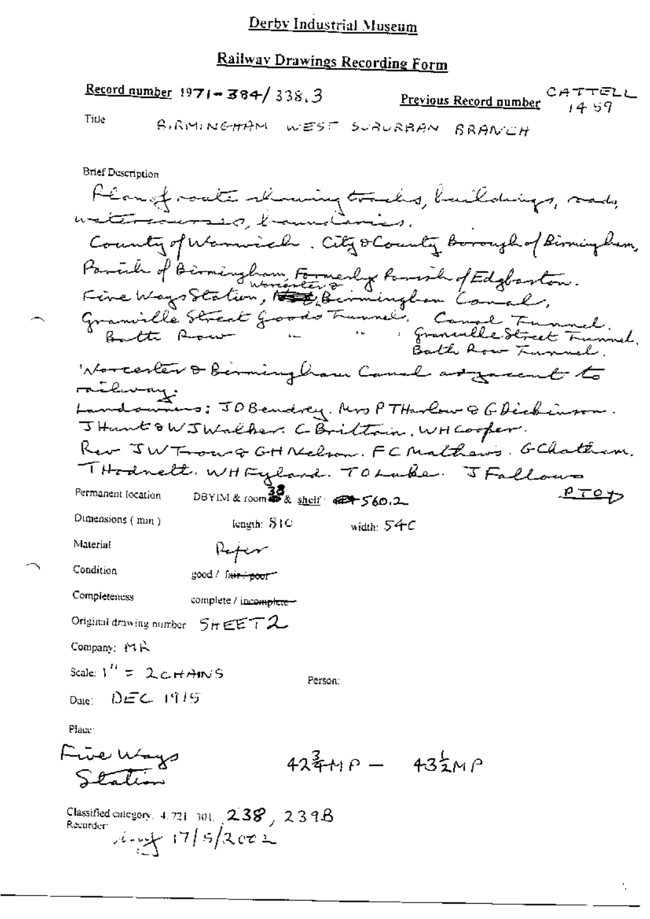# Derby Industrial Museum

## Railway Drawings Recording Form

**Record number** 1971-384/338.3 **Previous Record number** CATTELL 1459

Title BIRMINGHAM WEST SUBURBAN BRANCH

Brief Description

Plan of route showing tracks, buildings, roads, watercourses, boundaries.
County of Warwick. City & County Borough of Birmingham,
Parish of Birmingham, Formerly Parish of Edgbaston.
Five Ways Station, Worcester & Birmingham Canal,
Granville Street Goods Tunnel, Canal Tunnel,
Bath Row " " , Granville Street Tunnel,
Bath Row Tunnel.
Worcester & Birmingham Canal adjacent to railway.
Landowners: JO Bendrey. Mrs P T Harlow & G Dickinson.
J Hunt & W J Walker. C Brittain. W H Cooper.
Rev J W Frow & G H Nelson. F C Mathews. G Chatham.
T Hodnett. W H Fyland. T O Luke. J Fallows
PTO

Permanent location DBYIM & room 38 & shelf: 560.2

Dimensions (mm) length: 810 width: 540

Material Paper

Condition good / ~~fair / poor~~

Completeness complete / ~~incomplete~~

Original drawing number SHEET 2

Company: MR

Scale: 1" = 2 CHAINS

Person:

Date: DEC 1915

Place:

Five Ways Station $42\frac{3}{4}$ MP — $43\frac{1}{2}$ MP

Classified category: 4.721.301. 238, 239B

Recorder: 17/5/2002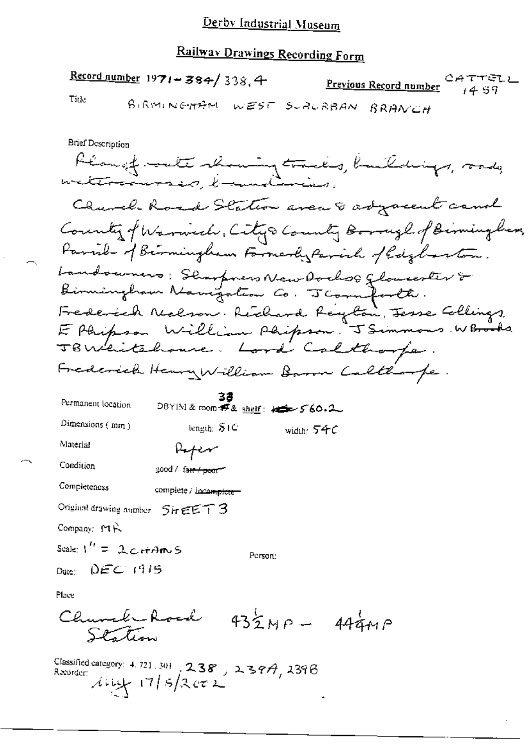# Derby Industrial Museum

## Railway Drawings Recording Form

**Record number** 1971-384/338.4 **Previous Record number** CATTELL 1459

Title BIRMINGHAM WEST SUBURBAN BRANCH

Brief Description

Plan of route showing tracks, buildings, roads, watercourses, boundaries.

Church Road Station area & adjacent canal

County of Warwick, City & County Borough of Birmingham, Parish of Birmingham Formerly Parish of Edgbaston.

Landowners: Sharpness New Docks & Gloucester & Birmingham Navigation Co. J Comforth.

Frederick Nelson. Richard Peyton, Jesse Collings, E Phipson William Phipson. J Simmons. W Brooks

J B Whitehouse. Lord Calthorpe.

Frederick Henry William Baron Calthorpe.

Permanent location DBYIM & room 38 & shelf: 560.2

Dimensions (mm) length: 810 width: 540

Material Paper

Condition good / ~~fair / poor~~

Completeness complete / ~~incomplete~~

Original drawing number SHEET 3

Company: MR

Scale: 1" = 2 CHAINS

Person:

Date: DEC 1915

Place

Church Road Station 43½ MP – 44¼ MP

Classified category: 4.721.301 .238, 239A, 239B

Recorder: [signature] 17/5/2002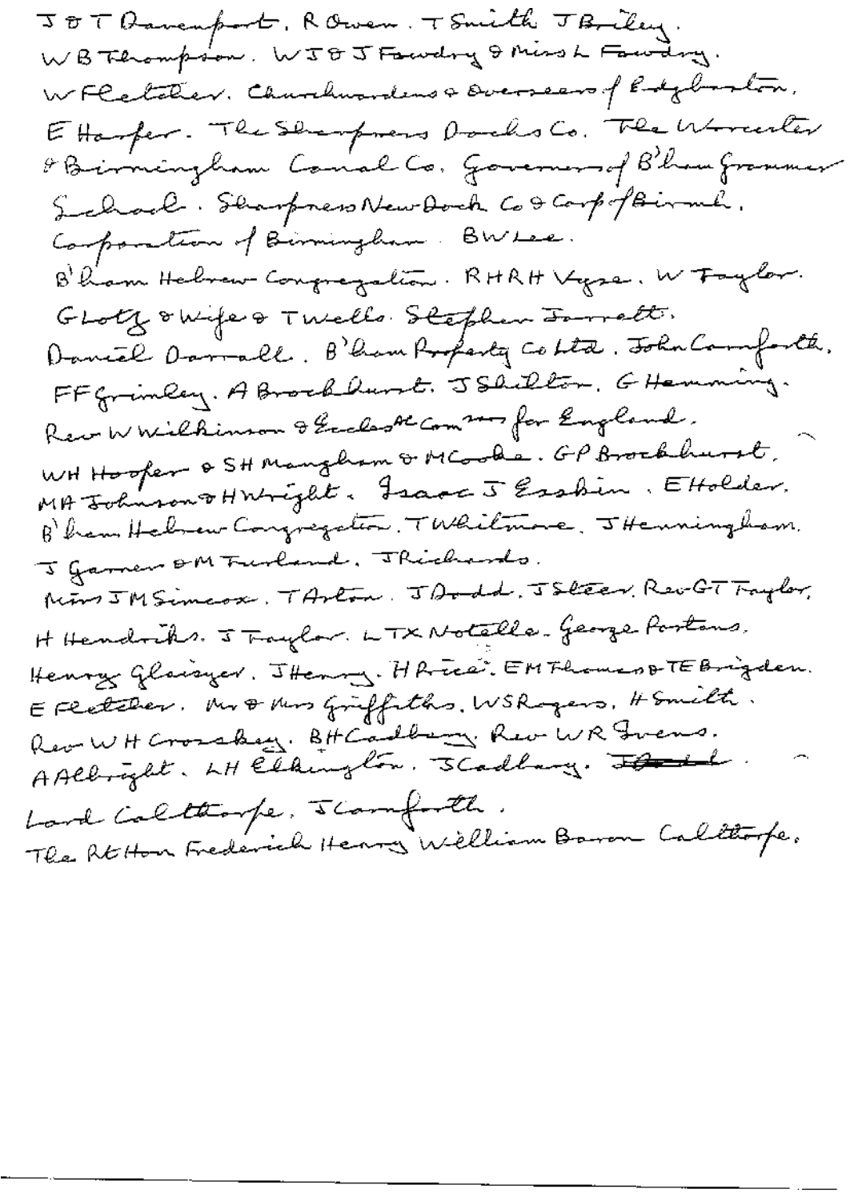J & T Davenport. R Owen. T Smith. J Briley.
W B Thompson. W J & J Fowdry & Miss L Fowdry.
W Fletcher. Churchwardens & Overseers of Edgbaston.
E Harper. The Sharpness Docks Co. The Worcester & Birmingham Canal Co. Governors of B'ham Grammar School. Sharpness New Dock Co & Corp of Birmh.
Corporation of Birmingham. B W Lee.
B'ham Hebrew Congregation. R H R H Vyse. W Taylor.
G Lotz & Wife & T Wells. Stephen Jarrett.
Daniel Darrall. B'ham Property Co Ltd. John Cornforth.
F F Grimley. A Brockhurst. J Shilton. G Hemming.
Rev W Wilkinson & Ecclesl Comrs for England.
W H Hooper & S H Maughan & M Cooke. G P Brockhurst.
M A Johnson & H Wright. Isaac J Eaakin. E Holder.
B'ham Hebrew Congregation. T Whitmore. J Henningham.
J Garner & M Furland. J Richards.
Miss J M Simcox. T Arton. J Dodd. J Steer. Rev G T Taylor.
H Hendriks. J Taylor. L T X Notella. George Postans.
Henry Glaisyer. J Henry. H Price. E M Thomas & T E Brigden.
E Fletcher. Mr & Mrs Griffiths. W S Rogers. H Smith.
Rev W H Crosskey. B H Cadbury. Rev W R Ivens.
A Albright. L H Elkington. J Cadbury. ~~J Dodd~~.
Lord Calthorpe. J Cornforth.
The Rt Hon Frederick Henry William Baron Calthorpe.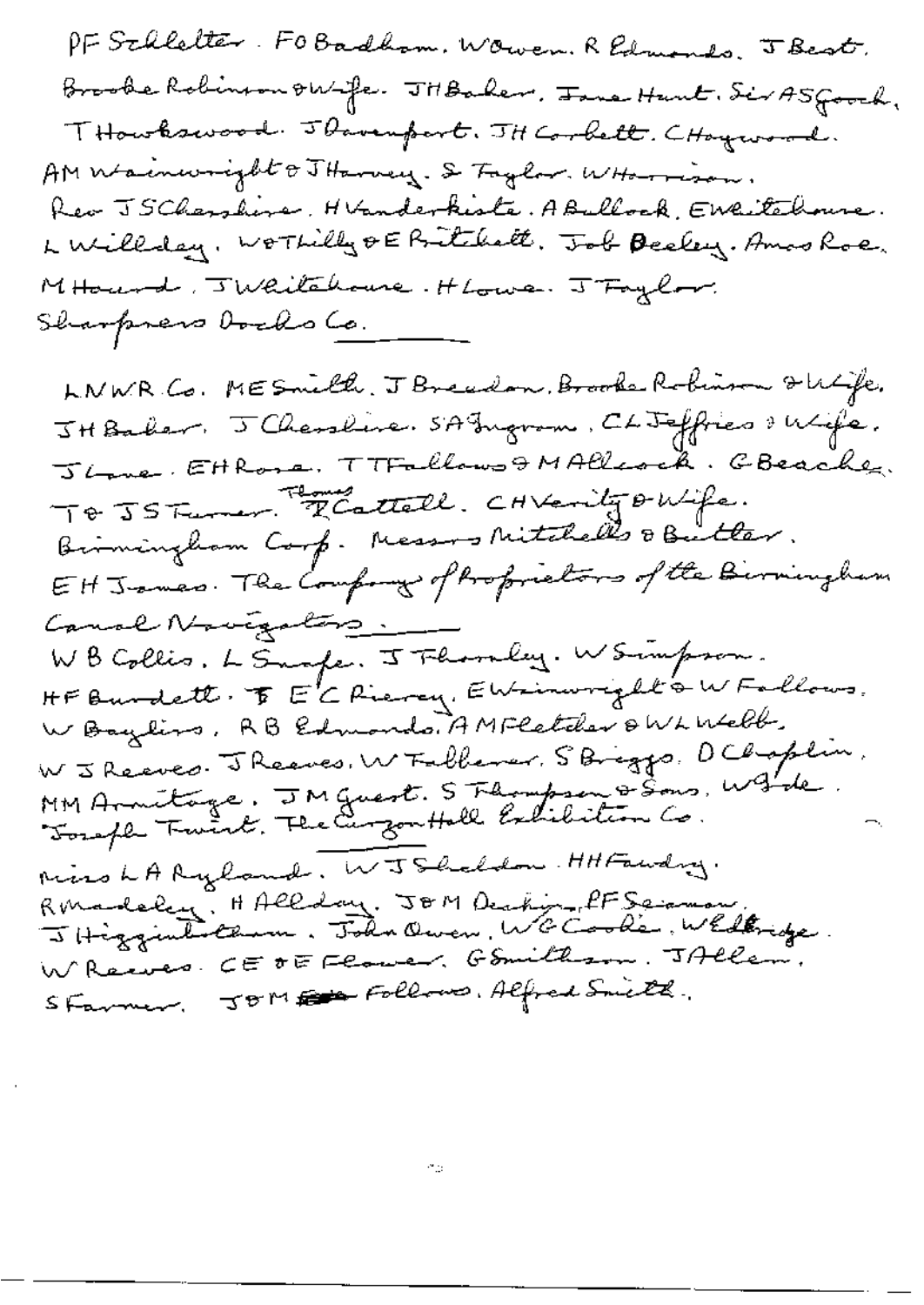PF Schletter. FO Badham. W Owen. R Edmonds. J Best.
Brooke Robinson & Wife. JH Baker. Jane Hunt. Sir AS Gooch.
T Hawkswood. J Davenport. JH Corbett. C Haywood.
AM Wainwright & J Harvey. S Taylor. W Harrison.
Rev JS Cheshire. H Vanderkiste. A Bullock. E Whitehouse.
L Willday. W & T Lilly & E Pritchett. Job Beeley. Amos Roe.
M Howard. J Whitehouse. H Lowe. J Taylor.
Sharpness Docks Co.

LNWR Co. ME Smith. J Breadon. Brooke Robinson & Wife.
JH Baker. J Cheshire. SA Ingram. CL Jeffries & Wife.
J Lane. EH Rose. T T Fallows & M Allcock. G Beaches.
T & JS Turner. Thomas Cattell. CH Verity & Wife.
Birmingham Corp. Messrs Mitchells & Butler.
EH James. The Company of Proprietors of the Birmingham Canal Navigators.
WB Collis. L Snape. J Thornley. W Simpson.
HF Burdett. E C Piercy. E Wainwright & W Fallows.
W Bayliss. RB Edmonds. AM Fletcher & WL Webb.
W J Reeves. J Reeves. W Falkener. S Briggs. D Chaplin.
MM Armitage. JM Guest. S Thompson & Sons. W Ide.
Joseph Twist. The Curzon Hall Exhibition Co.
Miss LA Ryland. W J Sheldon. HH Fawdry.
R Madeley. H Allday. J & M Deakin. PF Seaman.
J Higginbottom. John Owen. WG Cooke. W Eldridge.
W Reeves. CE & E Flower. G Smithson. J Allen.
S Farmer. J & M Fallows. Alfred Smith.